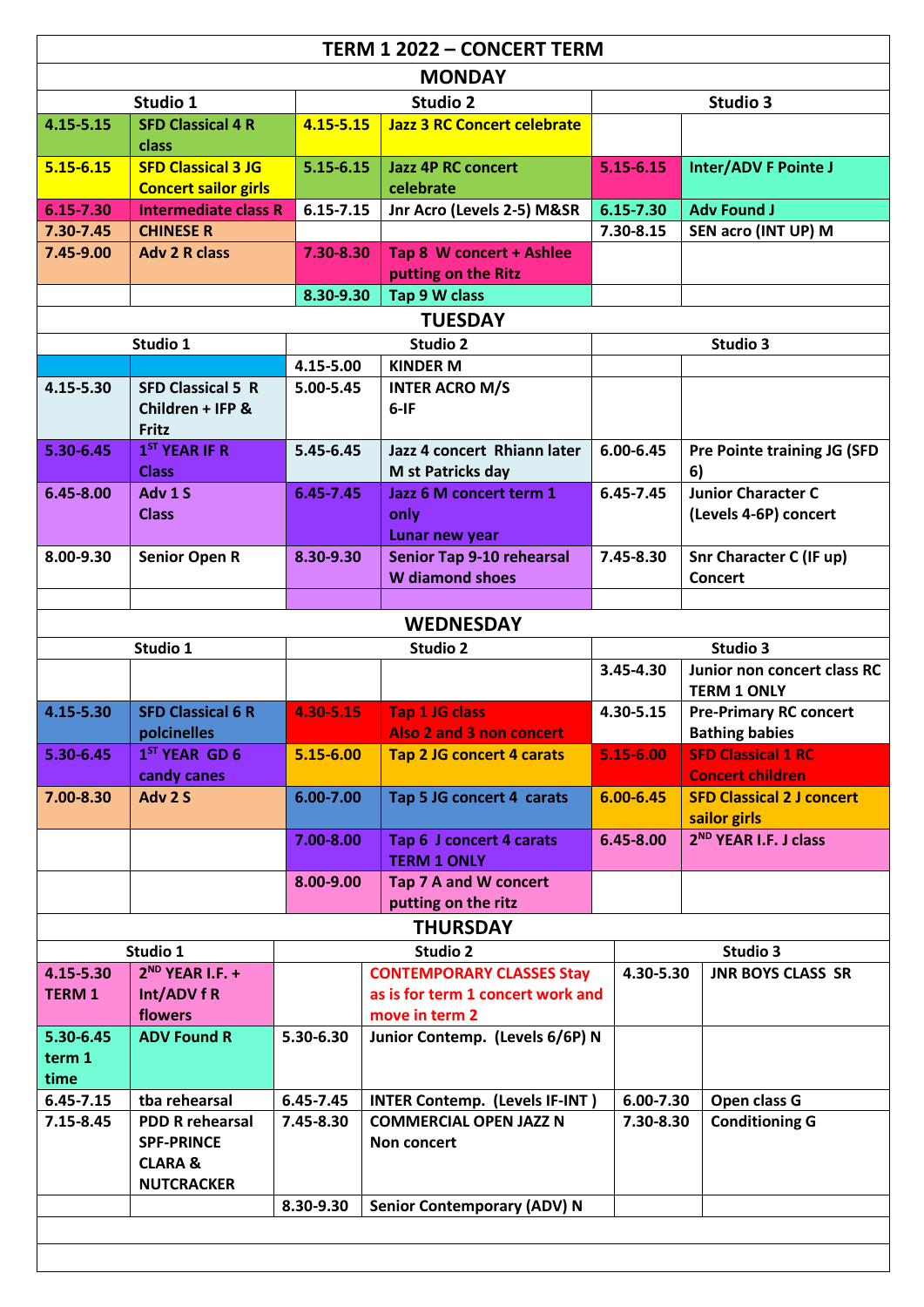# TERM 1 2022 – CONCERT TERM

## MONDAY

| Studio 1 | | Studio 2 | | Studio 3 | |
|---|---|---|---|---|---|
| 4.15-5.15 | SFD Classical 4 R class | 4.15-5.15 | Jazz 3 RC Concert celebrate | | |
| 5.15-6.15 | SFD Classical 3 JG Concert sailor girls | 5.15-6.15 | Jazz 4P RC concert celebrate | 5.15-6.15 | Inter/ADV F Pointe J |
| 6.15-7.30 | Intermediate class R | 6.15-7.15 | Jnr Acro (Levels 2-5) M&SR | 6.15-7.30 | Adv Found J |
| 7.30-7.45 | CHINESE R | | | 7.30-8.15 | SEN acro (INT UP) M |
| 7.45-9.00 | Adv 2 R class | 7.30-8.30 | Tap 8 W concert + Ashlee putting on the Ritz | | |
| | | 8.30-9.30 | Tap 9 W class | | |

## TUESDAY

| Studio 1 | | Studio 2 | | Studio 3 | |
|---|---|---|---|---|---|
| | | 4.15-5.00 | KINDER M | | |
| 4.15-5.30 | SFD Classical 5 R Children + IFP & Fritz | 5.00-5.45 | INTER ACRO M/S 6-IF | | |
| 5.30-6.45 | 1ST YEAR IF R Class | 5.45-6.45 | Jazz 4 concert Rhiann later M st Patricks day | 6.00-6.45 | Pre Pointe training JG (SFD 6) |
| 6.45-8.00 | Adv 1 S Class | 6.45-7.45 | Jazz 6 M concert term 1 only Lunar new year | 6.45-7.45 | Junior Character C (Levels 4-6P) concert |
| 8.00-9.30 | Senior Open R | 8.30-9.30 | Senior Tap 9-10 rehearsal W diamond shoes | 7.45-8.30 | Snr Character C (IF up) Concert |
| | | | | | |

## WEDNESDAY

| Studio 1 | | Studio 2 | | Studio 3 | |
|---|---|---|---|---|---|
| | | | | 3.45-4.30 | Junior non concert class RC TERM 1 ONLY |
| 4.15-5.30 | SFD Classical 6 R polcinelles | 4.30-5.15 | Tap 1 JG class Also 2 and 3 non concert | 4.30-5.15 | Pre-Primary RC concert Bathing babies |
| 5.30-6.45 | 1ST YEAR GD 6 candy canes | 5.15-6.00 | Tap 2 JG concert 4 carats | 5.15-6.00 | SFD Classical 1 RC Concert children |
| 7.00-8.30 | Adv 2 S | 6.00-7.00 | Tap 5 JG concert 4 carats | 6.00-6.45 | SFD Classical 2 J concert sailor girls |
| | | 7.00-8.00 | Tap 6 J concert 4 carats TERM 1 ONLY | 6.45-8.00 | 2ND YEAR I.F. J class |
| | | 8.00-9.00 | Tap 7 A and W concert putting on the ritz | | |

## THURSDAY

| Studio 1 | | Studio 2 | | Studio 3 | |
|---|---|---|---|---|---|
| 4.15-5.30 TERM 1 | 2ND YEAR I.F. + Int/ADV f R flowers | | CONTEMPORARY CLASSES Stay as is for term 1 concert work and move in term 2 | 4.30-5.30 | JNR BOYS CLASS SR |
| 5.30-6.45 term 1 time | ADV Found R | 5.30-6.30 | Junior Contemp. (Levels 6/6P) N | | |
| 6.45-7.15 | tba rehearsal | 6.45-7.45 | INTER Contemp. (Levels IF-INT ) | 6.00-7.30 | Open class G |
| 7.15-8.45 | PDD R rehearsal SPF-PRINCE CLARA & NUTCRACKER | 7.45-8.30 | COMMERCIAL OPEN JAZZ N Non concert | 7.30-8.30 | Conditioning G |
| | | 8.30-9.30 | Senior Contemporary (ADV) N | | |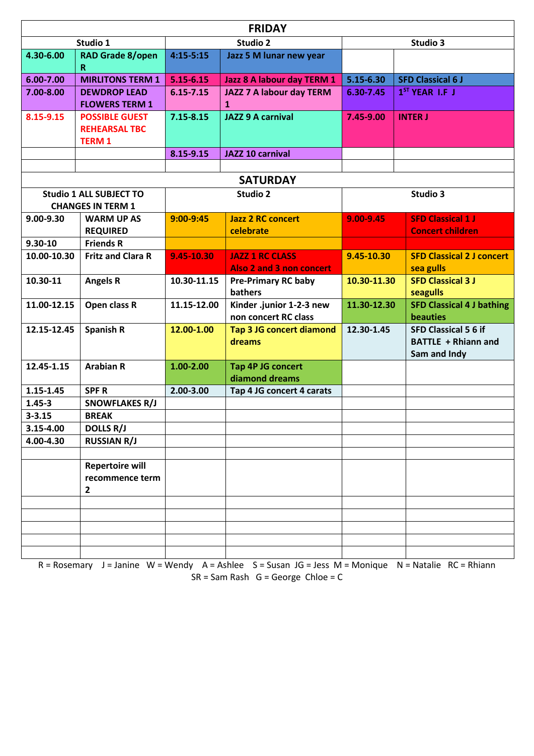## FRIDAY

| Studio 1 | | Studio 2 | | Studio 3 | |
|---|---|---|---|---|---|
| 4.30-6.00 | RAD Grade 8/open R | 4:15-5:15 | Jazz 5 M lunar new year | | |
| 6.00-7.00 | MIRLITONS TERM 1 | 5.15-6.15 | Jazz 8 A labour day TERM 1 | 5.15-6.30 | SFD Classical 6 J |
| 7.00-8.00 | DEWDROP LEAD FLOWERS TERM 1 | 6.15-7.15 | JAZZ 7 A labour day TERM 1 | 6.30-7.45 | 1ST YEAR I.F J |
| 8.15-9.15 | POSSIBLE GUEST REHEARSAL TBC TERM 1 | 7.15-8.15 | JAZZ 9 A carnival | 7.45-9.00 | INTER J |
| | | 8.15-9.15 | JAZZ 10 carnival | | |
| | | | | | |

## SATURDAY

| Studio 1 ALL SUBJECT TO CHANGES IN TERM 1 | | Studio 2 | | Studio 3 | |
|---|---|---|---|---|---|
| 9.00-9.30 | WARM UP AS REQUIRED | 9:00-9:45 | Jazz 2 RC concert celebrate | 9.00-9.45 | SFD Classical 1 J Concert children |
| 9.30-10 | Friends R | | | | |
| 10.00-10.30 | Fritz and Clara R | 9.45-10.30 | JAZZ 1 RC CLASS Also 2 and 3 non concert | 9.45-10.30 | SFD Classical 2 J concert sea gulls |
| 10.30-11 | Angels R | 10.30-11.15 | Pre-Primary RC baby bathers | 10.30-11.30 | SFD Classical 3 J seagulls |
| 11.00-12.15 | Open class R | 11.15-12.00 | Kinder .junior 1-2-3 new non concert RC class | 11.30-12.30 | SFD Classical 4 J bathing beauties |
| 12.15-12.45 | Spanish R | 12.00-1.00 | Tap 3 JG concert diamond dreams | 12.30-1.45 | SFD Classical 5 6 if BATTLE + Rhiann and Sam and Indy |
| 12.45-1.15 | Arabian R | 1.00-2.00 | Tap 4P JG concert diamond dreams | | |
| 1.15-1.45 | SPF R | 2.00-3.00 | Tap 4 JG concert 4 carats | | |
| 1.45-3 | SNOWFLAKES R/J | | | | |
| 3-3.15 | BREAK | | | | |
| 3.15-4.00 | DOLLS R/J | | | | |
| 4.00-4.30 | RUSSIAN R/J | | | | |
| | | | | | |
| | Repertoire will recommence term 2 | | | | |
| | | | | | |
| | | | | | |
| | | | | | |
| | | | | | |
| | | | | | |

R = Rosemary J = Janine W = Wendy A = Ashlee S = Susan JG = Jess M = Monique N = Natalie RC = Rhiann SR = Sam Rash G = George Chloe = C